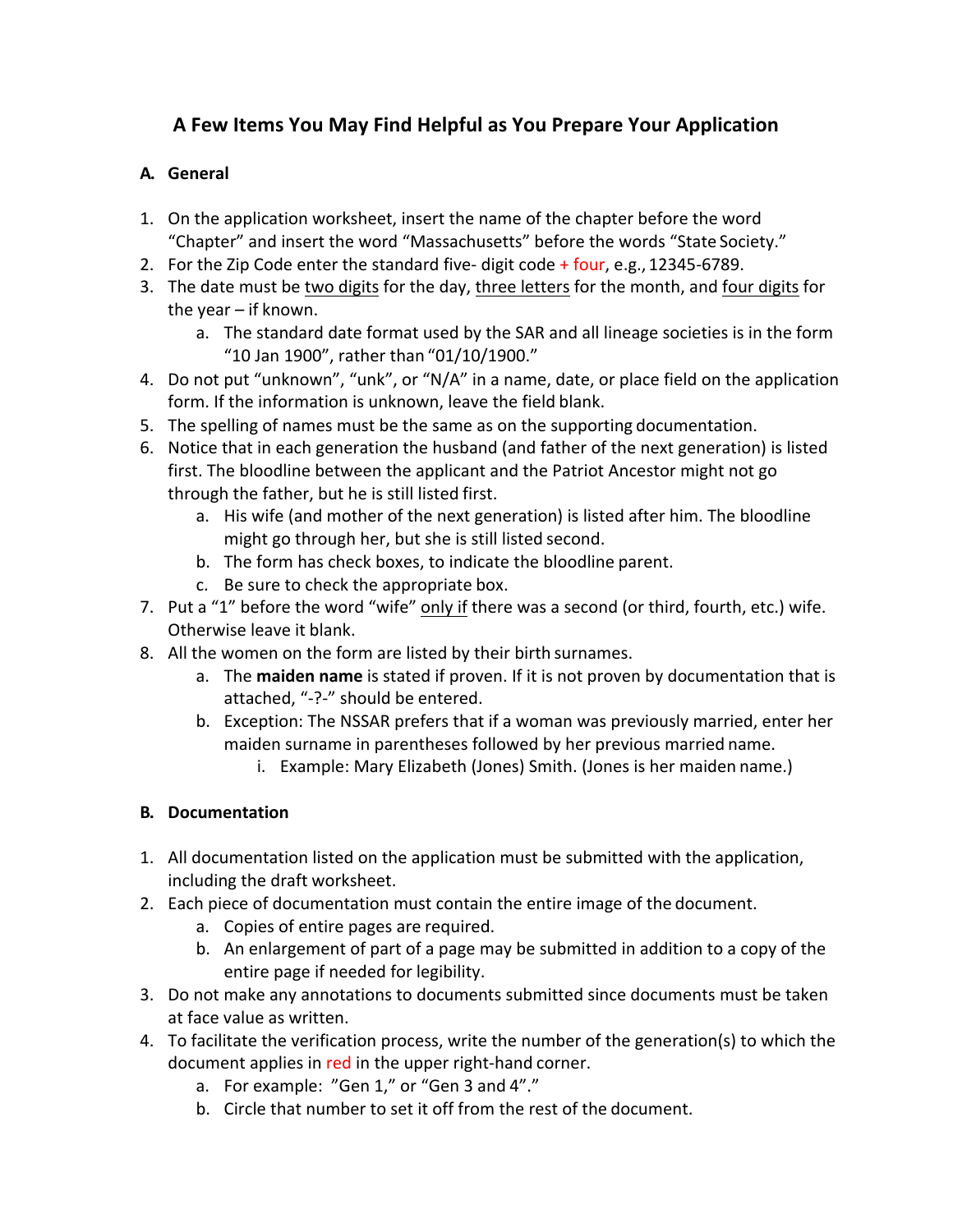# A Few Items You May Find Helpful as You Prepare Your Application

## A. General

1. On the application worksheet, insert the name of the chapter before the word "Chapter" and insert the word "Massachusetts" before the words "State Society."
2. For the Zip Code enter the standard five- digit code + four, e.g., 12345-6789.
3. The date must be two digits for the day, three letters for the month, and four digits for the year – if known.
   a. The standard date format used by the SAR and all lineage societies is in the form "10 Jan 1900", rather than "01/10/1900."
4. Do not put "unknown", "unk", or "N/A" in a name, date, or place field on the application form. If the information is unknown, leave the field blank.
5. The spelling of names must be the same as on the supporting documentation.
6. Notice that in each generation the husband (and father of the next generation) is listed first. The bloodline between the applicant and the Patriot Ancestor might not go through the father, but he is still listed first.
   a. His wife (and mother of the next generation) is listed after him. The bloodline might go through her, but she is still listed second.
   b. The form has check boxes, to indicate the bloodline parent.
   c. Be sure to check the appropriate box.
7. Put a "1" before the word "wife" only if there was a second (or third, fourth, etc.) wife. Otherwise leave it blank.
8. All the women on the form are listed by their birth surnames.
   a. The **maiden name** is stated if proven. If it is not proven by documentation that is attached, "-?-" should be entered.
   b. Exception: The NSSAR prefers that if a woman was previously married, enter her maiden surname in parentheses followed by her previous married name.
      i. Example: Mary Elizabeth (Jones) Smith. (Jones is her maiden name.)

## B. Documentation

1. All documentation listed on the application must be submitted with the application, including the draft worksheet.
2. Each piece of documentation must contain the entire image of the document.
   a. Copies of entire pages are required.
   b. An enlargement of part of a page may be submitted in addition to a copy of the entire page if needed for legibility.
3. Do not make any annotations to documents submitted since documents must be taken at face value as written.
4. To facilitate the verification process, write the number of the generation(s) to which the document applies in red in the upper right-hand corner.
   a. For example: "Gen 1," or "Gen 3 and 4"."
   b. Circle that number to set it off from the rest of the document.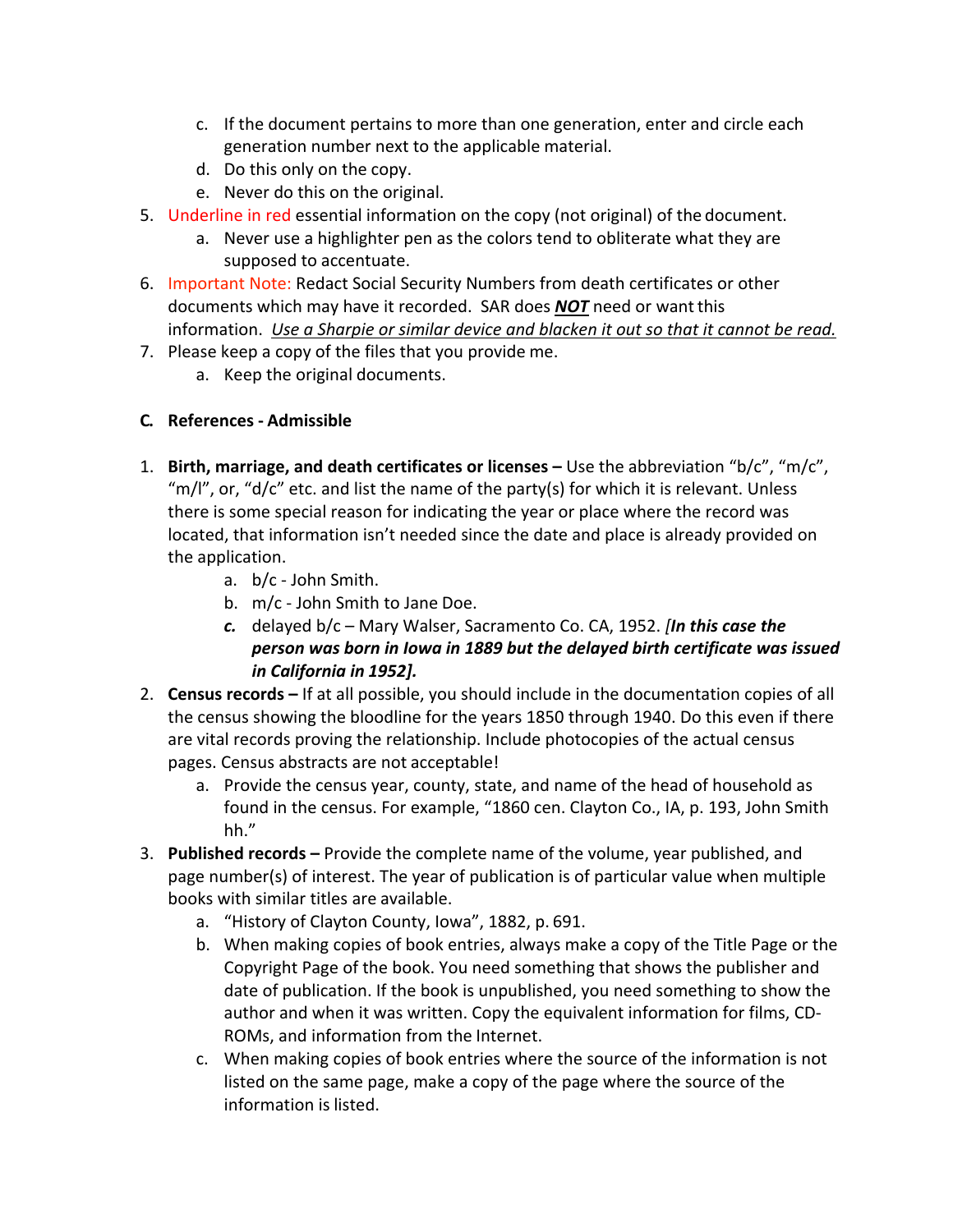c. If the document pertains to more than one generation, enter and circle each generation number next to the applicable material.
   d. Do this only on the copy.
   e. Never do this on the original.
5. Underline in red essential information on the copy (not original) of the document.
   a. Never use a highlighter pen as the colors tend to obliterate what they are supposed to accentuate.
6. Important Note: Redact Social Security Numbers from death certificates or other documents which may have it recorded. SAR does ***NOT*** need or want this information. *Use a Sharpie or similar device and blacken it out so that it cannot be read.*
7. Please keep a copy of the files that you provide me.
   a. Keep the original documents.

### C. References - Admissible

1. **Birth, marriage, and death certificates or licenses –** Use the abbreviation "b/c", "m/c", "m/l", or, "d/c" etc. and list the name of the party(s) for which it is relevant. Unless there is some special reason for indicating the year or place where the record was located, that information isn't needed since the date and place is already provided on the application.
   a. b/c - John Smith.
   b. m/c - John Smith to Jane Doe.
   c. delayed b/c – Mary Walser, Sacramento Co. CA, 1952. *[**In this case the person was born in Iowa in 1889 but the delayed birth certificate was issued in California in 1952].***
2. **Census records –** If at all possible, you should include in the documentation copies of all the census showing the bloodline for the years 1850 through 1940. Do this even if there are vital records proving the relationship. Include photocopies of the actual census pages. Census abstracts are not acceptable!
   a. Provide the census year, county, state, and name of the head of household as found in the census. For example, "1860 cen. Clayton Co., IA, p. 193, John Smith hh."
3. **Published records –** Provide the complete name of the volume, year published, and page number(s) of interest. The year of publication is of particular value when multiple books with similar titles are available.
   a. "History of Clayton County, Iowa", 1882, p. 691.
   b. When making copies of book entries, always make a copy of the Title Page or the Copyright Page of the book. You need something that shows the publisher and date of publication. If the book is unpublished, you need something to show the author and when it was written. Copy the equivalent information for films, CD-ROMs, and information from the Internet.
   c. When making copies of book entries where the source of the information is not listed on the same page, make a copy of the page where the source of the information is listed.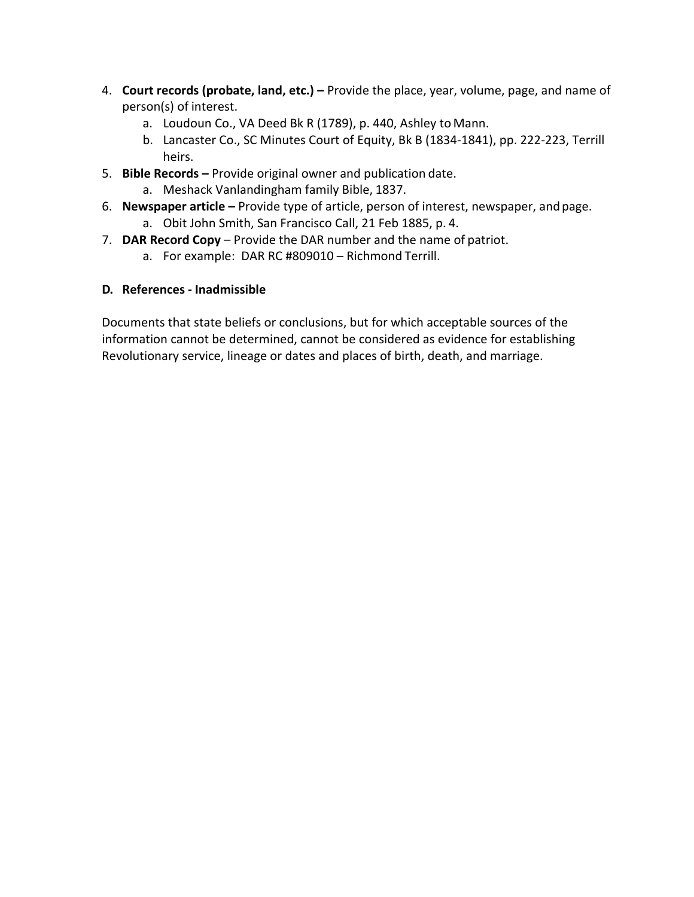4. **Court records (probate, land, etc.) –** Provide the place, year, volume, page, and name of person(s) of interest.
   a. Loudoun Co., VA Deed Bk R (1789), p. 440, Ashley to Mann.
   b. Lancaster Co., SC Minutes Court of Equity, Bk B (1834-1841), pp. 222-223, Terrill heirs.
5. **Bible Records –** Provide original owner and publication date.
   a. Meshack Vanlandingham family Bible, 1837.
6. **Newspaper article –** Provide type of article, person of interest, newspaper, and page.
   a. Obit John Smith, San Francisco Call, 21 Feb 1885, p. 4.
7. **DAR Record Copy** – Provide the DAR number and the name of patriot.
   a. For example: DAR RC #809010 – Richmond Terrill.

**D. References - Inadmissible**

Documents that state beliefs or conclusions, but for which acceptable sources of the information cannot be determined, cannot be considered as evidence for establishing Revolutionary service, lineage or dates and places of birth, death, and marriage.